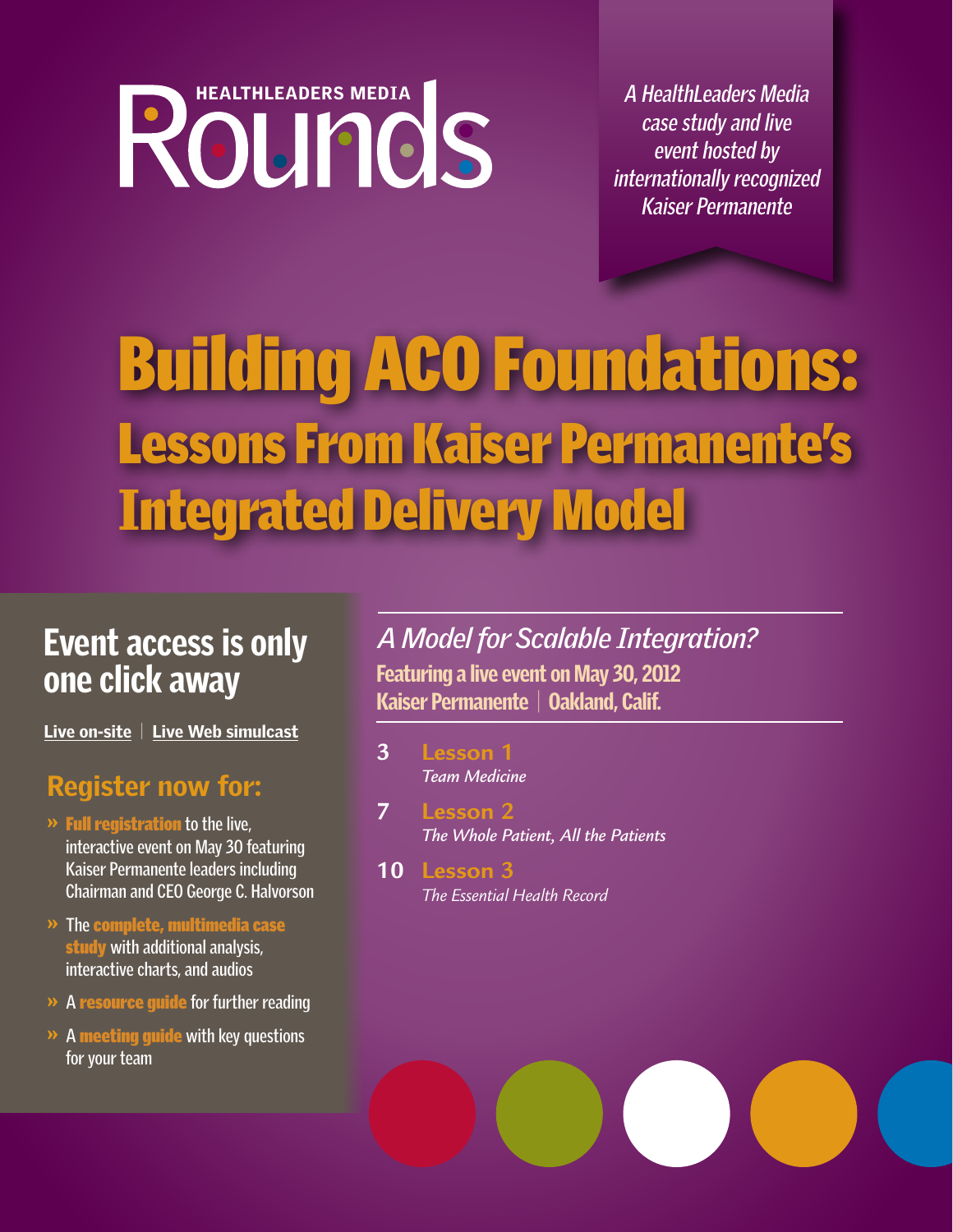HEALTHLEADERS MEDIA

# Rounds

*A HealthLeaders Media case study and live event hosted by internationally recognized Kaiser Permanente*

# Building ACO Foundations: Lessons From Kaiser Permanente's Integrated Delivery Model

## Event access is only one click away

Live on-site | Live Web simulcast

### Register now for:

- **Full registration** to the live, interactive event on May 30 featuring Kaiser Permanente leaders including Chairman and CEO George C. Halvorson
- The **complete, multimedia case study** with additional analysis, interactive charts, and audios
- A **resource guide** for further reading
- A **meeting guide** with key questions for your team

## *A Model for Scalable Integration?*

**Featuring a live event on May 30, 2012**
**Kaiser Permanente | Oakland, Calif.**

3 **Lesson 1**
*Team Medicine*

7 **Lesson 2**
*The Whole Patient, All the Patients*

10 **Lesson 3**
*The Essential Health Record*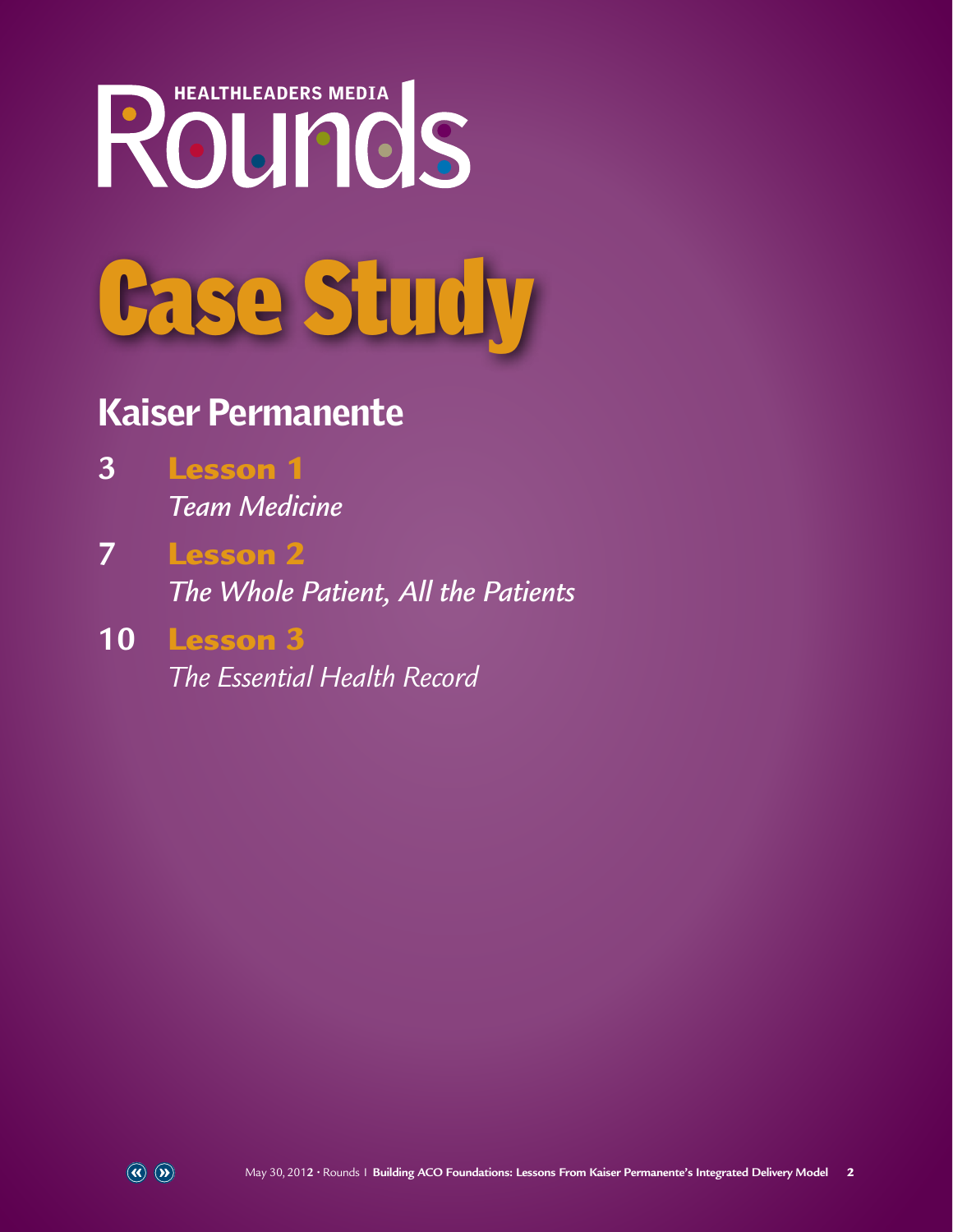HEALTHLEADERS MEDIA

# Rounds

# Case Study

## Kaiser Permanente

3 **Lesson 1**
*Team Medicine*

7 **Lesson 2**
*The Whole Patient, All the Patients*

10 **Lesson 3**
*The Essential Health Record*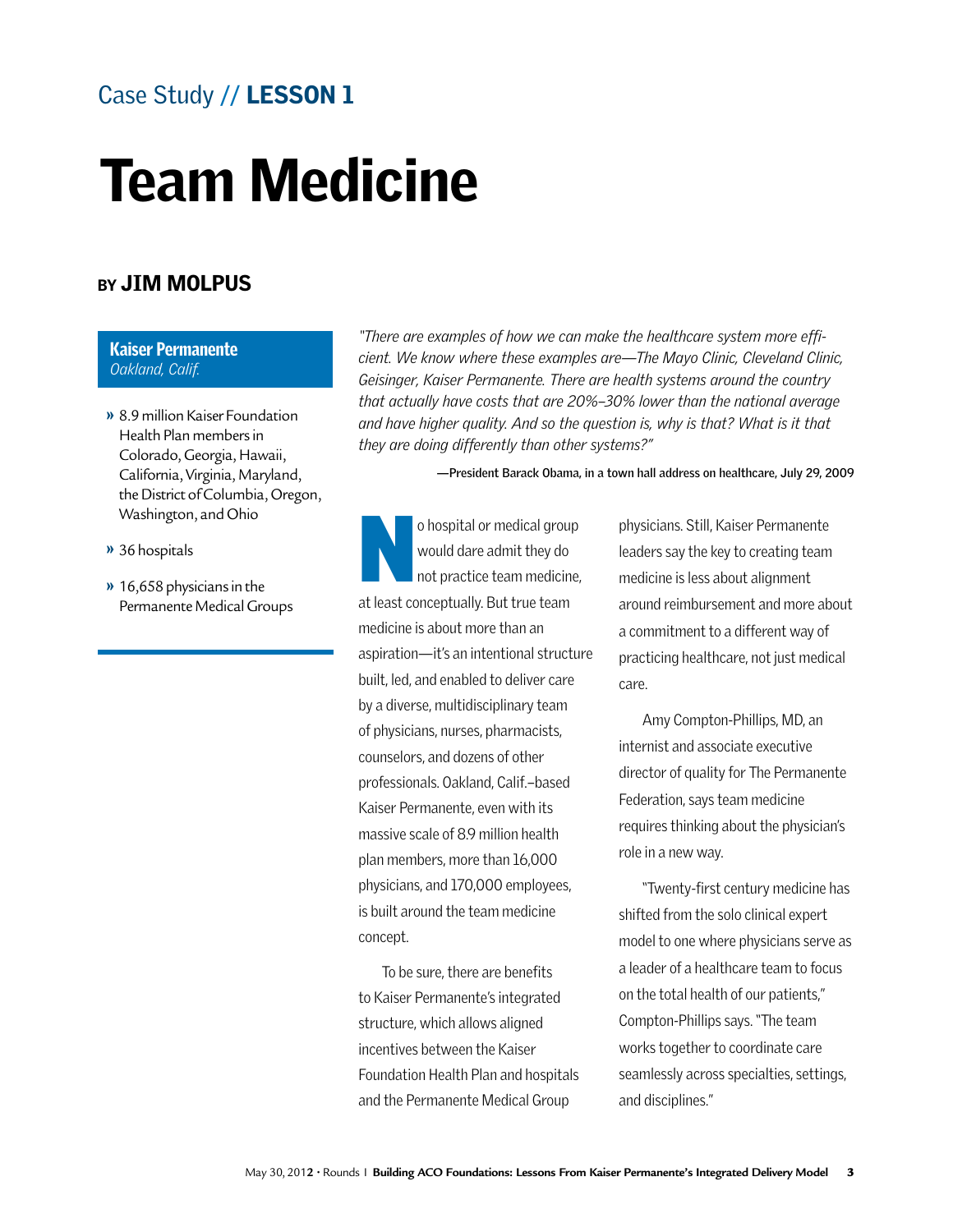Case Study // **LESSON 1**

# Team Medicine

## BY JIM MOLPUS

**Kaiser Permanente**
*Oakland, Calif.*

- 8.9 million Kaiser Foundation Health Plan members in Colorado, Georgia, Hawaii, California, Virginia, Maryland, the District of Columbia, Oregon, Washington, and Ohio
- 36 hospitals
- 16,658 physicians in the Permanente Medical Groups

*"There are examples of how we can make the healthcare system more efficient. We know where these examples are—The Mayo Clinic, Cleveland Clinic, Geisinger, Kaiser Permanente. There are health systems around the country that actually have costs that are 20%–30% lower than the national average and have higher quality. And so the question is, why is that? What is it that they are doing differently than other systems?"*

**—President Barack Obama, in a town hall address on healthcare, July 29, 2009**

No hospital or medical group would dare admit they do not practice team medicine, at least conceptually. But true team medicine is about more than an aspiration—it's an intentional structure built, led, and enabled to deliver care by a diverse, multidisciplinary team of physicians, nurses, pharmacists, counselors, and dozens of other professionals. Oakland, Calif.–based Kaiser Permanente, even with its massive scale of 8.9 million health plan members, more than 16,000 physicians, and 170,000 employees, is built around the team medicine concept.

To be sure, there are benefits to Kaiser Permanente's integrated structure, which allows aligned incentives between the Kaiser Foundation Health Plan and hospitals and the Permanente Medical Group physicians. Still, Kaiser Permanente leaders say the key to creating team medicine is less about alignment around reimbursement and more about a commitment to a different way of practicing healthcare, not just medical care.

Amy Compton-Phillips, MD, an internist and associate executive director of quality for The Permanente Federation, says team medicine requires thinking about the physician's role in a new way.

"Twenty-first century medicine has shifted from the solo clinical expert model to one where physicians serve as a leader of a healthcare team to focus on the total health of our patients," Compton-Phillips says. "The team works together to coordinate care seamlessly across specialties, settings, and disciplines."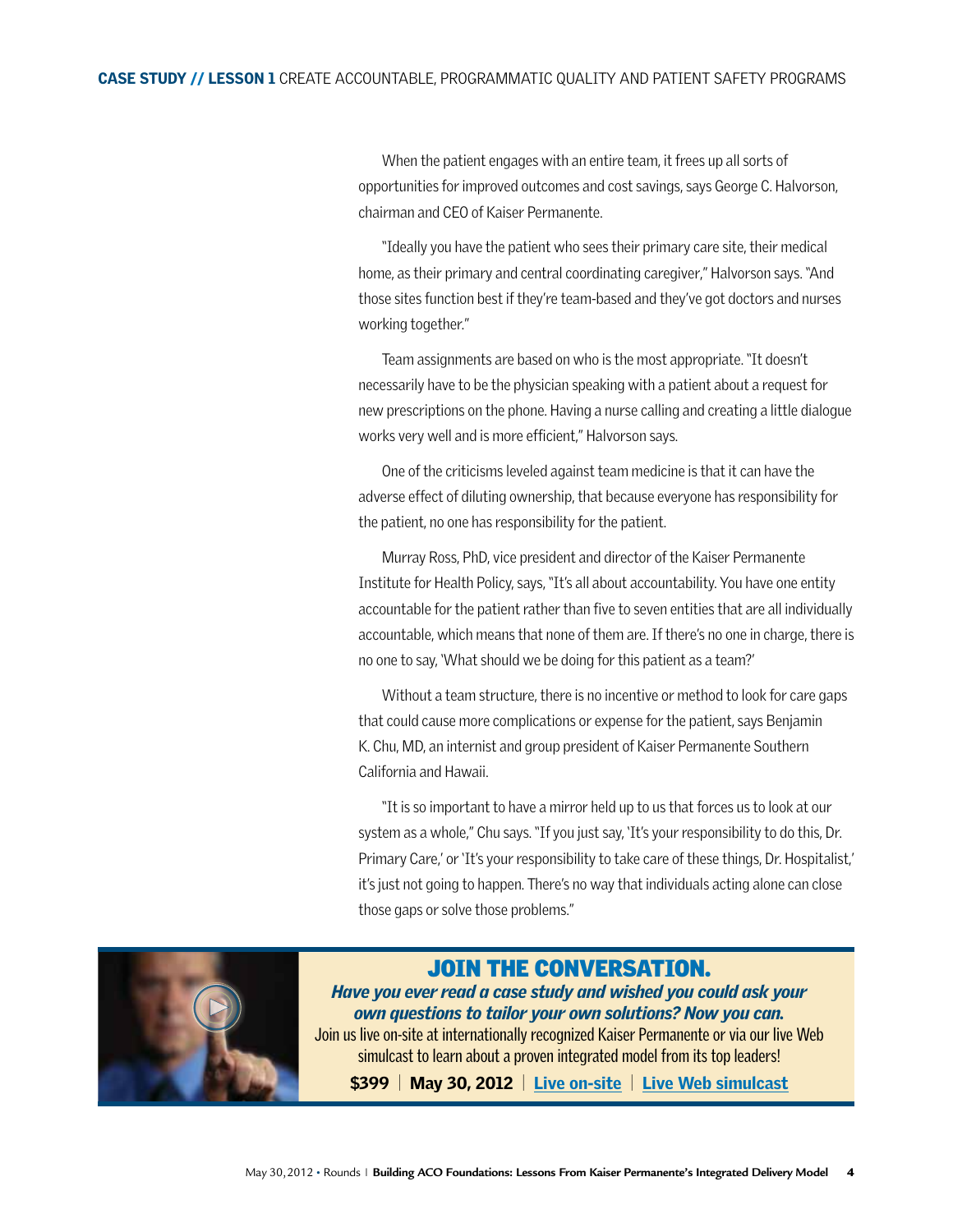When the patient engages with an entire team, it frees up all sorts of opportunities for improved outcomes and cost savings, says George C. Halvorson, chairman and CEO of Kaiser Permanente.

"Ideally you have the patient who sees their primary care site, their medical home, as their primary and central coordinating caregiver," Halvorson says. "And those sites function best if they're team-based and they've got doctors and nurses working together."

Team assignments are based on who is the most appropriate. "It doesn't necessarily have to be the physician speaking with a patient about a request for new prescriptions on the phone. Having a nurse calling and creating a little dialogue works very well and is more efficient," Halvorson says.

One of the criticisms leveled against team medicine is that it can have the adverse effect of diluting ownership, that because everyone has responsibility for the patient, no one has responsibility for the patient.

Murray Ross, PhD, vice president and director of the Kaiser Permanente Institute for Health Policy, says, "It's all about accountability. You have one entity accountable for the patient rather than five to seven entities that are all individually accountable, which means that none of them are. If there's no one in charge, there is no one to say, 'What should we be doing for this patient as a team?'

Without a team structure, there is no incentive or method to look for care gaps that could cause more complications or expense for the patient, says Benjamin K. Chu, MD, an internist and group president of Kaiser Permanente Southern California and Hawaii.

"It is so important to have a mirror held up to us that forces us to look at our system as a whole," Chu says. "If you just say, 'It's your responsibility to do this, Dr. Primary Care,' or 'It's your responsibility to take care of these things, Dr. Hospitalist,' it's just not going to happen. There's no way that individuals acting alone can close those gaps or solve those problems."

## JOIN THE CONVERSATION.

***Have you ever read a case study and wished you could ask your own questions to tailor your own solutions? Now you can.***

Join us live on-site at internationally recognized Kaiser Permanente or via our live Web simulcast to learn about a proven integrated model from its top leaders!

**$399** | **May 30, 2012** | **Live on-site** | **Live Web simulcast**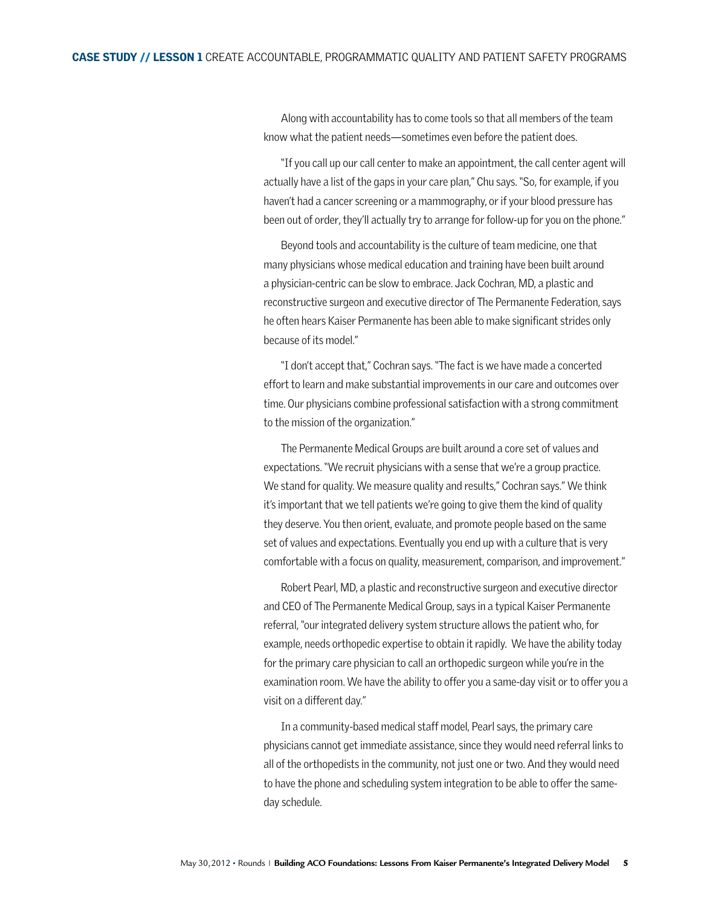Along with accountability has to come tools so that all members of the team know what the patient needs—sometimes even before the patient does.

"If you call up our call center to make an appointment, the call center agent will actually have a list of the gaps in your care plan," Chu says. "So, for example, if you haven't had a cancer screening or a mammography, or if your blood pressure has been out of order, they'll actually try to arrange for follow-up for you on the phone."

Beyond tools and accountability is the culture of team medicine, one that many physicians whose medical education and training have been built around a physician-centric can be slow to embrace. Jack Cochran, MD, a plastic and reconstructive surgeon and executive director of The Permanente Federation, says he often hears Kaiser Permanente has been able to make significant strides only because of its model."

"I don't accept that," Cochran says. "The fact is we have made a concerted effort to learn and make substantial improvements in our care and outcomes over time. Our physicians combine professional satisfaction with a strong commitment to the mission of the organization."

The Permanente Medical Groups are built around a core set of values and expectations. "We recruit physicians with a sense that we're a group practice. We stand for quality. We measure quality and results," Cochran says." We think it's important that we tell patients we're going to give them the kind of quality they deserve. You then orient, evaluate, and promote people based on the same set of values and expectations. Eventually you end up with a culture that is very comfortable with a focus on quality, measurement, comparison, and improvement."

Robert Pearl, MD, a plastic and reconstructive surgeon and executive director and CEO of The Permanente Medical Group, says in a typical Kaiser Permanente referral, "our integrated delivery system structure allows the patient who, for example, needs orthopedic expertise to obtain it rapidly. We have the ability today for the primary care physician to call an orthopedic surgeon while you're in the examination room. We have the ability to offer you a same-day visit or to offer you a visit on a different day."

In a community-based medical staff model, Pearl says, the primary care physicians cannot get immediate assistance, since they would need referral links to all of the orthopedists in the community, not just one or two. And they would need to have the phone and scheduling system integration to be able to offer the same-day schedule.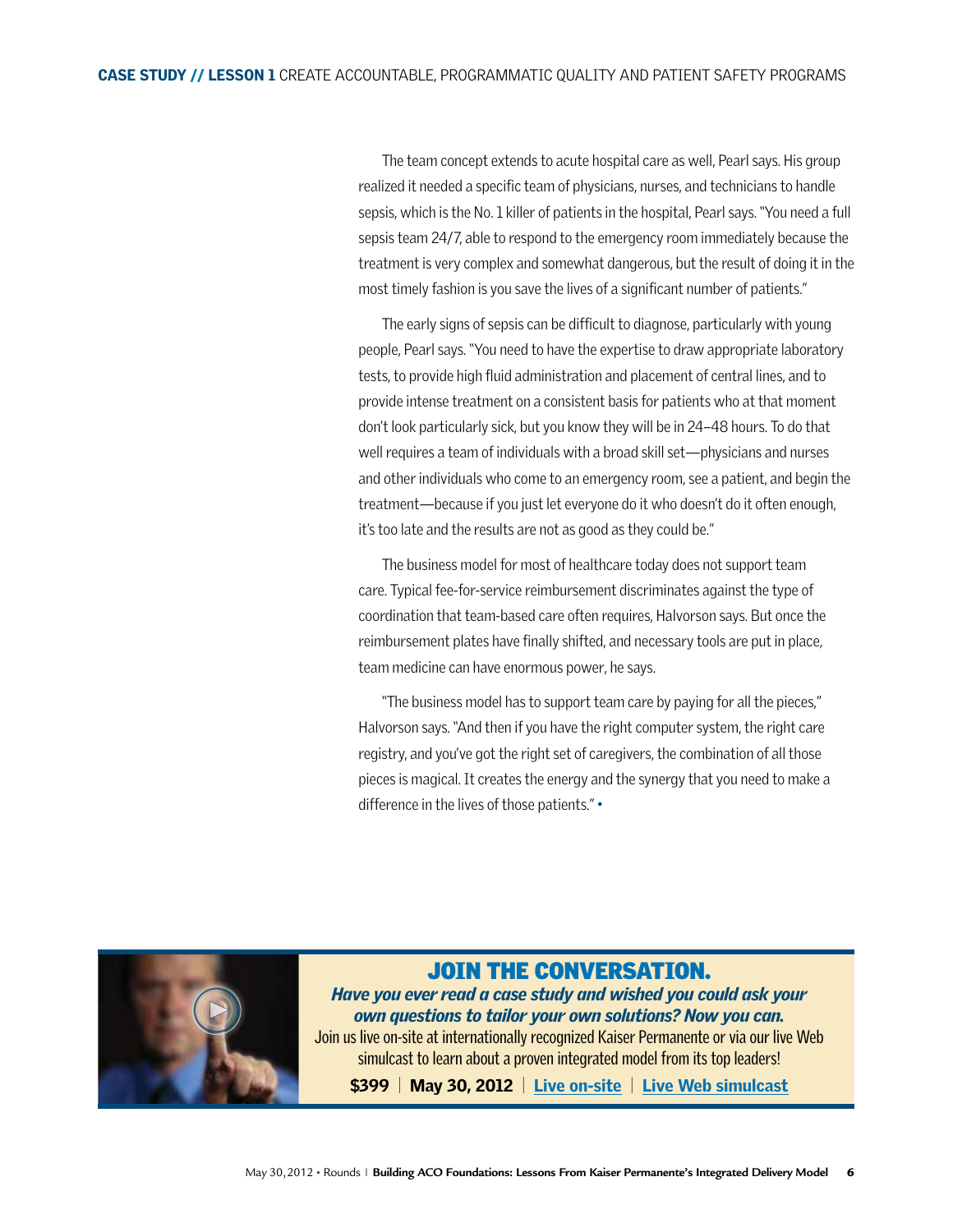The team concept extends to acute hospital care as well, Pearl says. His group realized it needed a specific team of physicians, nurses, and technicians to handle sepsis, which is the No. 1 killer of patients in the hospital, Pearl says. "You need a full sepsis team 24/7, able to respond to the emergency room immediately because the treatment is very complex and somewhat dangerous, but the result of doing it in the most timely fashion is you save the lives of a significant number of patients."

The early signs of sepsis can be difficult to diagnose, particularly with young people, Pearl says. "You need to have the expertise to draw appropriate laboratory tests, to provide high fluid administration and placement of central lines, and to provide intense treatment on a consistent basis for patients who at that moment don't look particularly sick, but you know they will be in 24–48 hours. To do that well requires a team of individuals with a broad skill set—physicians and nurses and other individuals who come to an emergency room, see a patient, and begin the treatment—because if you just let everyone do it who doesn't do it often enough, it's too late and the results are not as good as they could be."

The business model for most of healthcare today does not support team care. Typical fee-for-service reimbursement discriminates against the type of coordination that team-based care often requires, Halvorson says. But once the reimbursement plates have finally shifted, and necessary tools are put in place, team medicine can have enormous power, he says.

"The business model has to support team care by paying for all the pieces," Halvorson says. "And then if you have the right computer system, the right care registry, and you've got the right set of caregivers, the combination of all those pieces is magical. It creates the energy and the synergy that you need to make a difference in the lives of those patients." •

## JOIN THE CONVERSATION.

***Have you ever read a case study and wished you could ask your own questions to tailor your own solutions? Now you can.***

Join us live on-site at internationally recognized Kaiser Permanente or via our live Web simulcast to learn about a proven integrated model from its top leaders!

**$399** | **May 30, 2012** | Live on-site | Live Web simulcast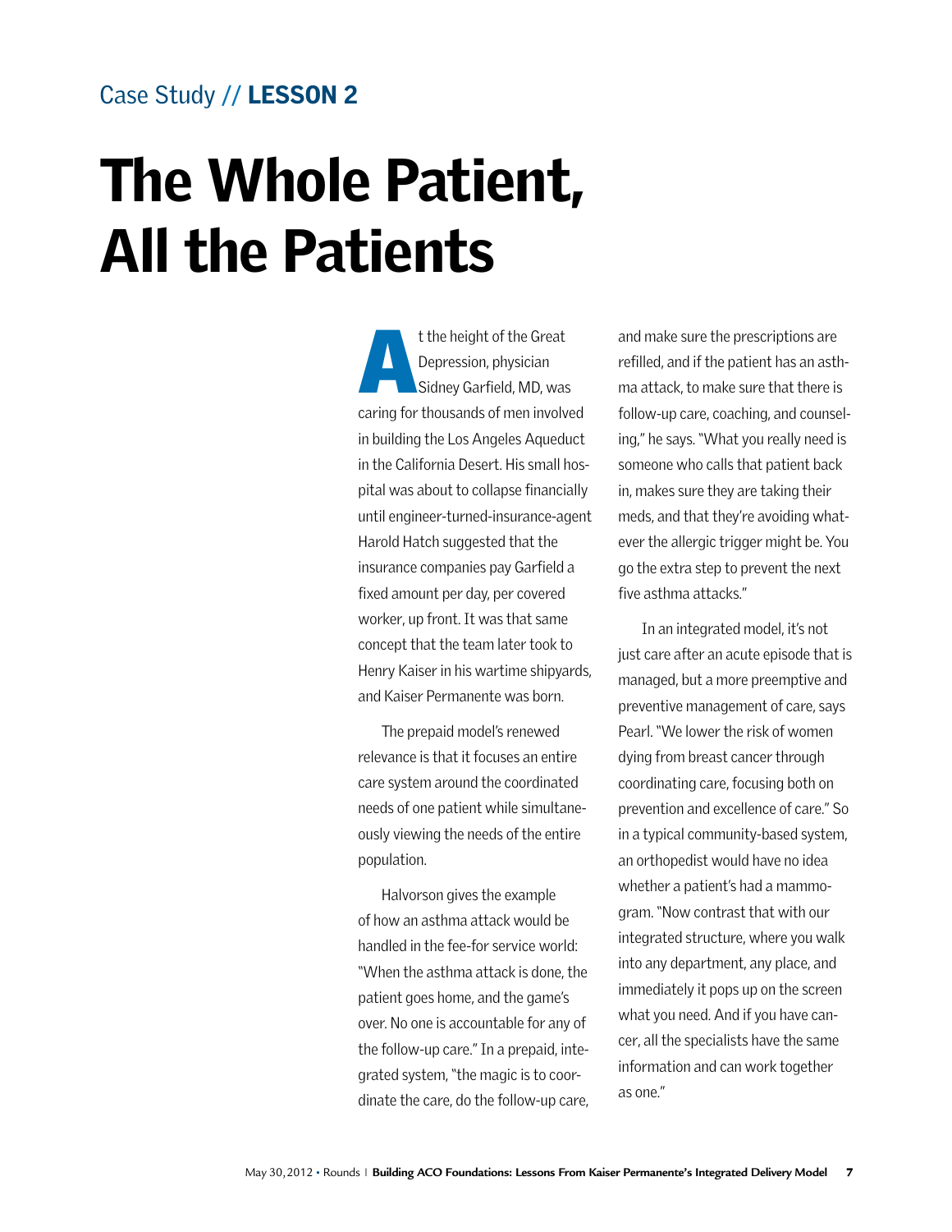Case Study // **LESSON 2**

# The Whole Patient, All the Patients

At the height of the Great Depression, physician Sidney Garfield, MD, was caring for thousands of men involved in building the Los Angeles Aqueduct in the California Desert. His small hospital was about to collapse financially until engineer-turned-insurance-agent Harold Hatch suggested that the insurance companies pay Garfield a fixed amount per day, per covered worker, up front. It was that same concept that the team later took to Henry Kaiser in his wartime shipyards, and Kaiser Permanente was born.

The prepaid model's renewed relevance is that it focuses an entire care system around the coordinated needs of one patient while simultaneously viewing the needs of the entire population.

Halvorson gives the example of how an asthma attack would be handled in the fee-for service world: "When the asthma attack is done, the patient goes home, and the game's over. No one is accountable for any of the follow-up care." In a prepaid, integrated system, "the magic is to coordinate the care, do the follow-up care, and make sure the prescriptions are refilled, and if the patient has an asthma attack, to make sure that there is follow-up care, coaching, and counseling," he says. "What you really need is someone who calls that patient back in, makes sure they are taking their meds, and that they're avoiding whatever the allergic trigger might be. You go the extra step to prevent the next five asthma attacks."

In an integrated model, it's not just care after an acute episode that is managed, but a more preemptive and preventive management of care, says Pearl. "We lower the risk of women dying from breast cancer through coordinating care, focusing both on prevention and excellence of care." So in a typical community-based system, an orthopedist would have no idea whether a patient's had a mammogram. "Now contrast that with our integrated structure, where you walk into any department, any place, and immediately it pops up on the screen what you need. And if you have cancer, all the specialists have the same information and can work together as one."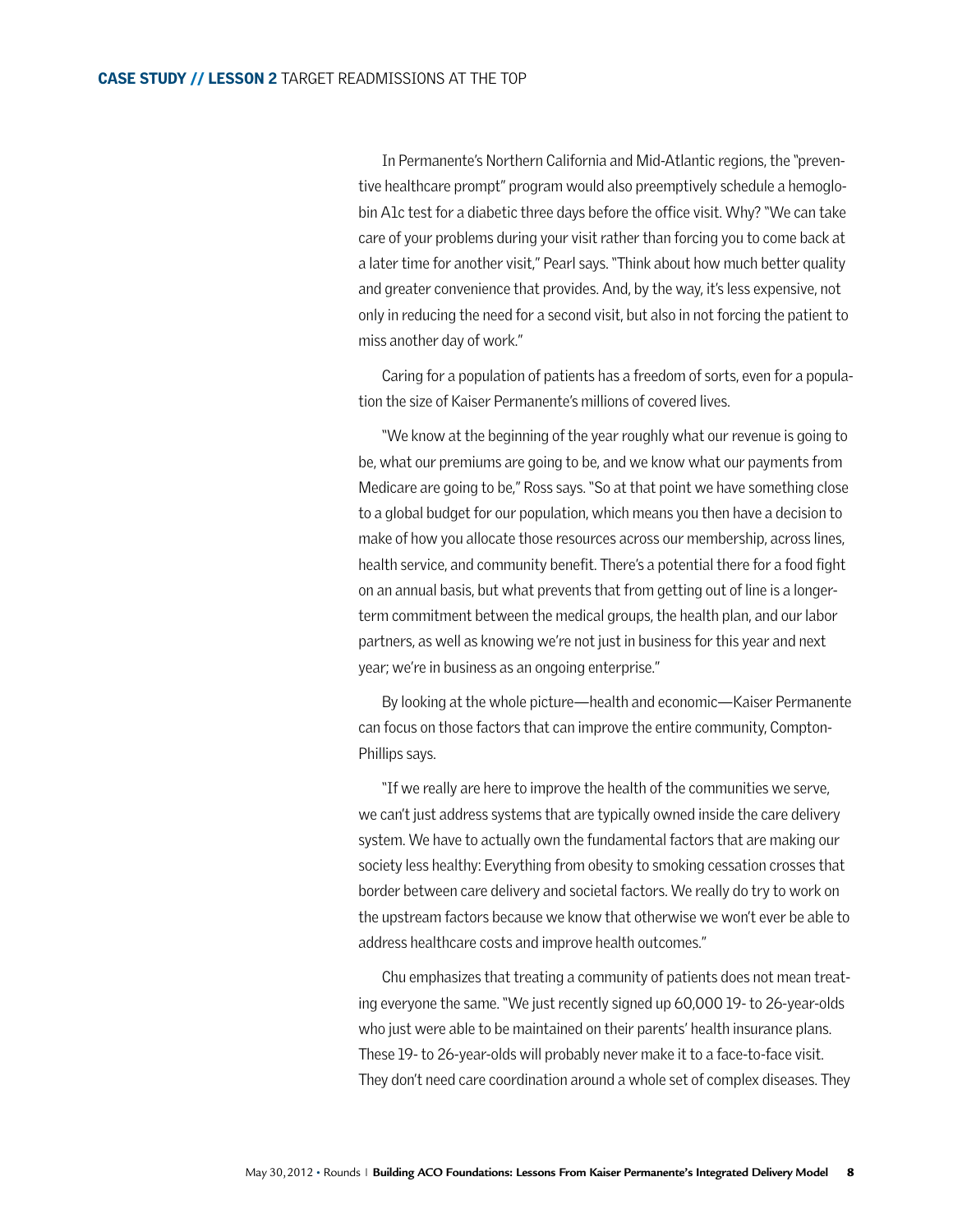In Permanente's Northern California and Mid-Atlantic regions, the "preventive healthcare prompt" program would also preemptively schedule a hemoglobin A1c test for a diabetic three days before the office visit. Why? "We can take care of your problems during your visit rather than forcing you to come back at a later time for another visit," Pearl says. "Think about how much better quality and greater convenience that provides. And, by the way, it's less expensive, not only in reducing the need for a second visit, but also in not forcing the patient to miss another day of work."

Caring for a population of patients has a freedom of sorts, even for a population the size of Kaiser Permanente's millions of covered lives.

"We know at the beginning of the year roughly what our revenue is going to be, what our premiums are going to be, and we know what our payments from Medicare are going to be," Ross says. "So at that point we have something close to a global budget for our population, which means you then have a decision to make of how you allocate those resources across our membership, across lines, health service, and community benefit. There's a potential there for a food fight on an annual basis, but what prevents that from getting out of line is a longer-term commitment between the medical groups, the health plan, and our labor partners, as well as knowing we're not just in business for this year and next year; we're in business as an ongoing enterprise."

By looking at the whole picture—health and economic—Kaiser Permanente can focus on those factors that can improve the entire community, Compton-Phillips says.

"If we really are here to improve the health of the communities we serve, we can't just address systems that are typically owned inside the care delivery system. We have to actually own the fundamental factors that are making our society less healthy: Everything from obesity to smoking cessation crosses that border between care delivery and societal factors. We really do try to work on the upstream factors because we know that otherwise we won't ever be able to address healthcare costs and improve health outcomes."

Chu emphasizes that treating a community of patients does not mean treating everyone the same. "We just recently signed up 60,000 19- to 26-year-olds who just were able to be maintained on their parents' health insurance plans. These 19- to 26-year-olds will probably never make it to a face-to-face visit. They don't need care coordination around a whole set of complex diseases. They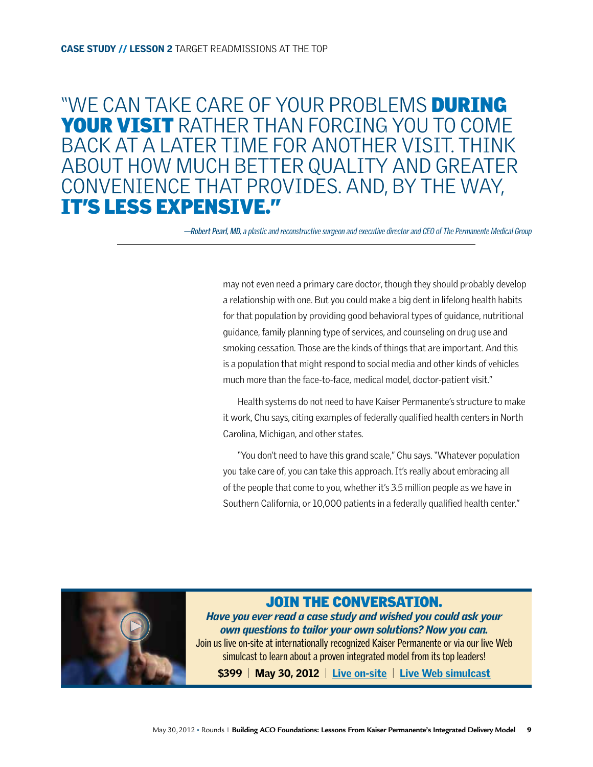"WE CAN TAKE CARE OF YOUR PROBLEMS **DURING YOUR VISIT** RATHER THAN FORCING YOU TO COME BACK AT A LATER TIME FOR ANOTHER VISIT. THINK ABOUT HOW MUCH BETTER QUALITY AND GREATER CONVENIENCE THAT PROVIDES. AND, BY THE WAY, **IT'S LESS EXPENSIVE."**

*—Robert Pearl, MD, a plastic and reconstructive surgeon and executive director and CEO of The Permanente Medical Group*

may not even need a primary care doctor, though they should probably develop a relationship with one. But you could make a big dent in lifelong health habits for that population by providing good behavioral types of guidance, nutritional guidance, family planning type of services, and counseling on drug use and smoking cessation. Those are the kinds of things that are important. And this is a population that might respond to social media and other kinds of vehicles much more than the face-to-face, medical model, doctor-patient visit."

Health systems do not need to have Kaiser Permanente's structure to make it work, Chu says, citing examples of federally qualified health centers in North Carolina, Michigan, and other states.

"You don't need to have this grand scale," Chu says. "Whatever population you take care of, you can take this approach. It's really about embracing all of the people that come to you, whether it's 3.5 million people as we have in Southern California, or 10,000 patients in a federally qualified health center."

## JOIN THE CONVERSATION.

***Have you ever read a case study and wished you could ask your own questions to tailor your own solutions? Now you can.***

Join us live on-site at internationally recognized Kaiser Permanente or via our live Web simulcast to learn about a proven integrated model from its top leaders!

**$399** | **May 30, 2012** | Live on-site | Live Web simulcast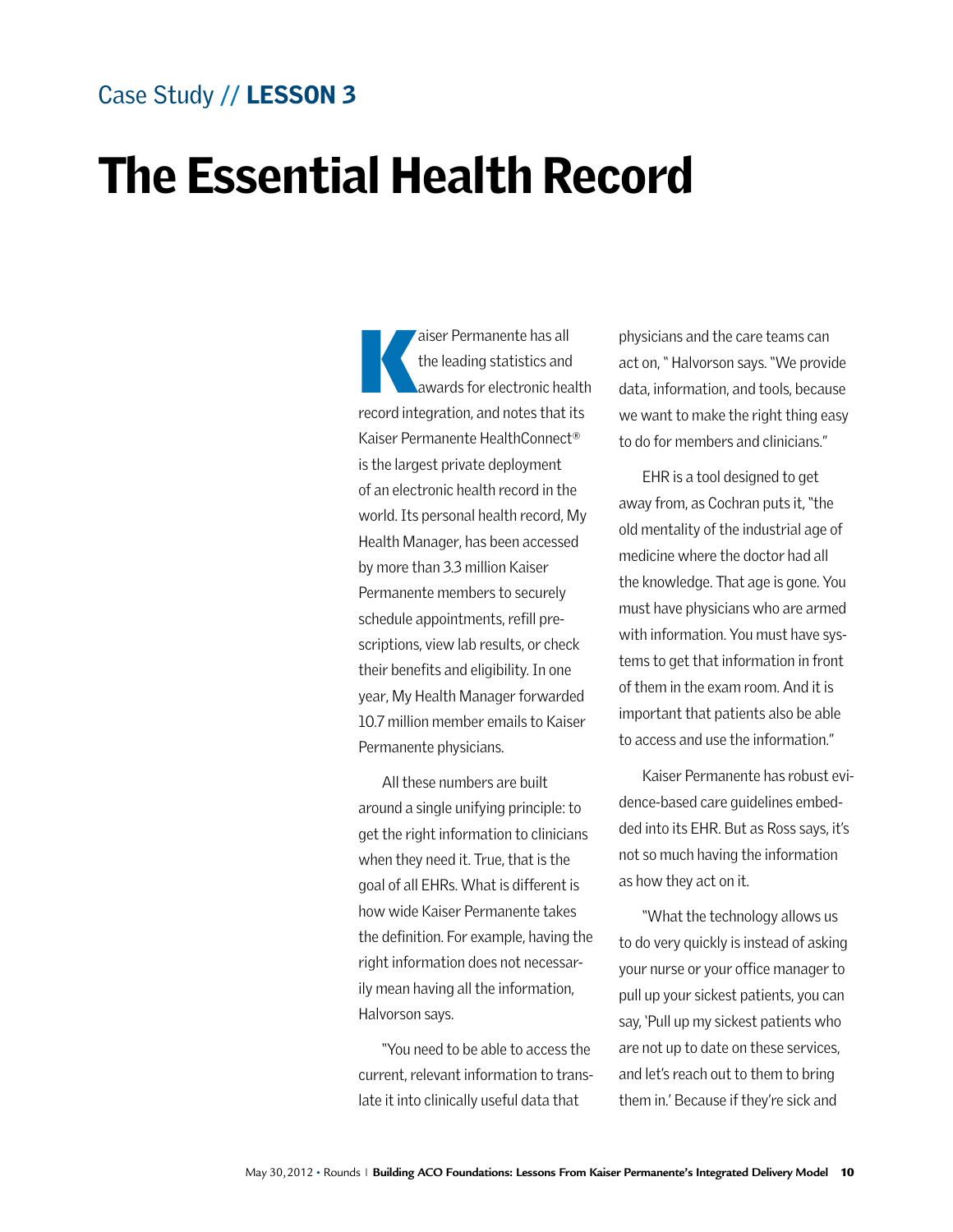Case Study // **LESSON 3**

# The Essential Health Record

Kaiser Permanente has all the leading statistics and awards for electronic health record integration, and notes that its Kaiser Permanente HealthConnect® is the largest private deployment of an electronic health record in the world. Its personal health record, My Health Manager, has been accessed by more than 3.3 million Kaiser Permanente members to securely schedule appointments, refill prescriptions, view lab results, or check their benefits and eligibility. In one year, My Health Manager forwarded 10.7 million member emails to Kaiser Permanente physicians.

All these numbers are built around a single unifying principle: to get the right information to clinicians when they need it. True, that is the goal of all EHRs. What is different is how wide Kaiser Permanente takes the definition. For example, having the right information does not necessarily mean having all the information, Halvorson says.

"You need to be able to access the current, relevant information to translate it into clinically useful data that physicians and the care teams can act on, " Halvorson says. "We provide data, information, and tools, because we want to make the right thing easy to do for members and clinicians."

EHR is a tool designed to get away from, as Cochran puts it, "the old mentality of the industrial age of medicine where the doctor had all the knowledge. That age is gone. You must have physicians who are armed with information. You must have systems to get that information in front of them in the exam room. And it is important that patients also be able to access and use the information."

Kaiser Permanente has robust evidence-based care guidelines embedded into its EHR. But as Ross says, it's not so much having the information as how they act on it.

"What the technology allows us to do very quickly is instead of asking your nurse or your office manager to pull up your sickest patients, you can say, 'Pull up my sickest patients who are not up to date on these services, and let's reach out to them to bring them in.' Because if they're sick and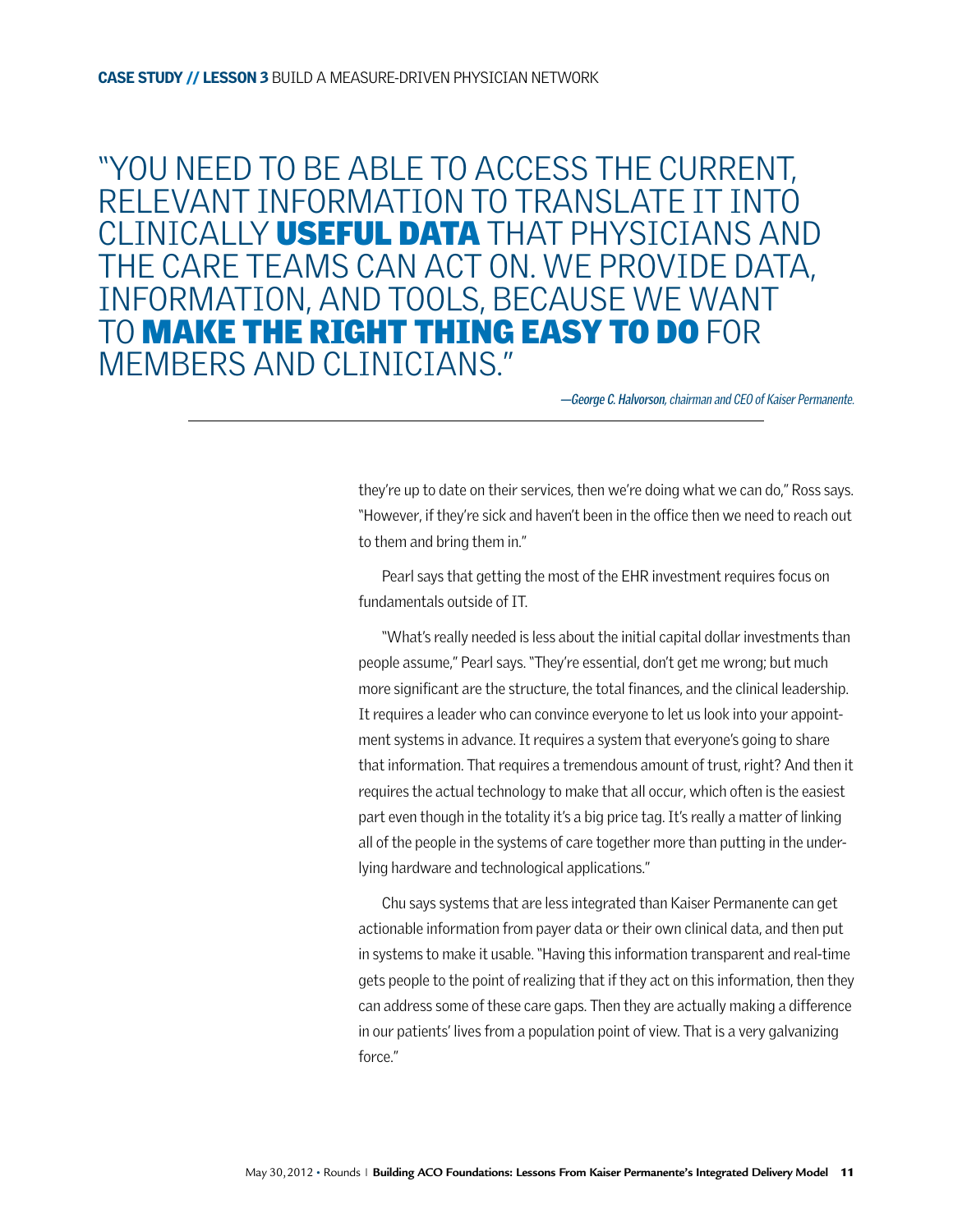"YOU NEED TO BE ABLE TO ACCESS THE CURRENT, RELEVANT INFORMATION TO TRANSLATE IT INTO CLINICALLY **USEFUL DATA** THAT PHYSICIANS AND THE CARE TEAMS CAN ACT ON. WE PROVIDE DATA, INFORMATION, AND TOOLS, BECAUSE WE WANT TO **MAKE THE RIGHT THING EASY TO DO** FOR MEMBERS AND CLINICIANS."

*—**George C. Halvorson**, chairman and CEO of Kaiser Permanente.*

---

they're up to date on their services, then we're doing what we can do," Ross says. "However, if they're sick and haven't been in the office then we need to reach out to them and bring them in."

Pearl says that getting the most of the EHR investment requires focus on fundamentals outside of IT.

"What's really needed is less about the initial capital dollar investments than people assume," Pearl says. "They're essential, don't get me wrong; but much more significant are the structure, the total finances, and the clinical leadership. It requires a leader who can convince everyone to let us look into your appointment systems in advance. It requires a system that everyone's going to share that information. That requires a tremendous amount of trust, right? And then it requires the actual technology to make that all occur, which often is the easiest part even though in the totality it's a big price tag. It's really a matter of linking all of the people in the systems of care together more than putting in the underlying hardware and technological applications."

Chu says systems that are less integrated than Kaiser Permanente can get actionable information from payer data or their own clinical data, and then put in systems to make it usable. "Having this information transparent and real-time gets people to the point of realizing that if they act on this information, then they can address some of these care gaps. Then they are actually making a difference in our patients' lives from a population point of view. That is a very galvanizing force."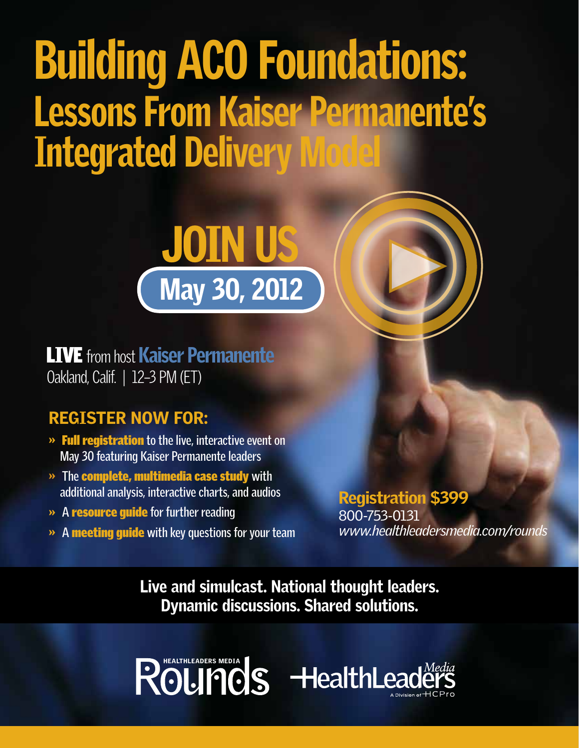# Building ACO Foundations:

## Lessons From Kaiser Permanente's Integrated Delivery Model

## JOIN US

**May 30, 2012**

**LIVE** from host **Kaiser Permanente**
Oakland, Calif. | 12–3 PM (ET)

### REGISTER NOW FOR:

- » **Full registration** to the live, interactive event on May 30 featuring Kaiser Permanente leaders
- » The **complete, multimedia case study** with additional analysis, interactive charts, and audios
- » A **resource guide** for further reading
- » A **meeting guide** with key questions for your team

**Registration $399**
800-753-0131
*www.healthleadersmedia.com/rounds*

**Live and simulcast. National thought leaders.**
**Dynamic discussions. Shared solutions.**

HEALTHLEADERS MEDIA Rounds HealthLeaders *Media* A Division of HCPro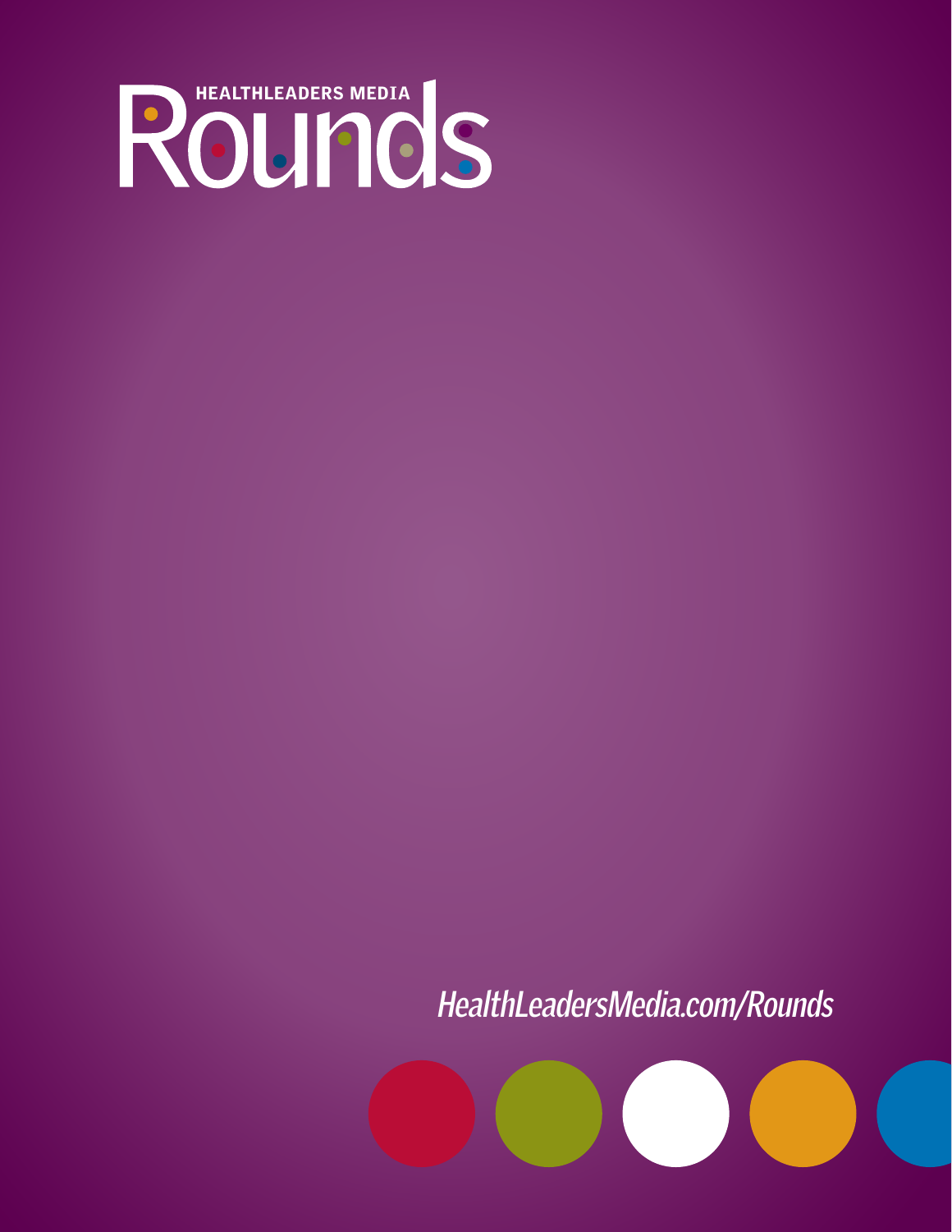HEALTHLEADERS MEDIA

# Rounds

*HealthLeadersMedia.com/Rounds*